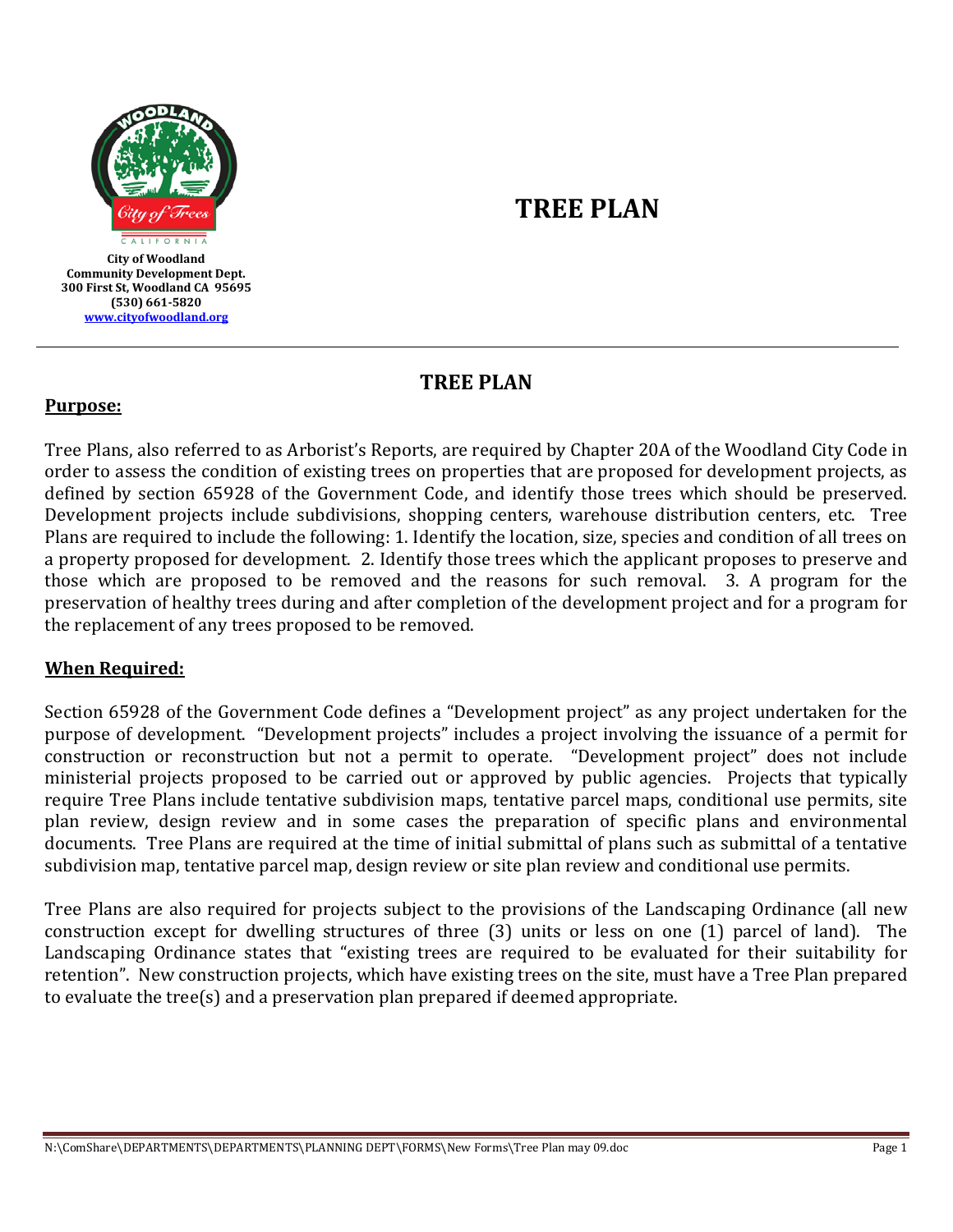City of Woodland
Community Development Dept.
300 First St, Woodland CA 95695
(530) 661-5820
www.cityofwoodland.org

# TREE PLAN

## TREE PLAN

**Purpose:**

Tree Plans, also referred to as Arborist's Reports, are required by Chapter 20A of the Woodland City Code in order to assess the condition of existing trees on properties that are proposed for development projects, as defined by section 65928 of the Government Code, and identify those trees which should be preserved. Development projects include subdivisions, shopping centers, warehouse distribution centers, etc. Tree Plans are required to include the following: 1. Identify the location, size, species and condition of all trees on a property proposed for development. 2. Identify those trees which the applicant proposes to preserve and those which are proposed to be removed and the reasons for such removal. 3. A program for the preservation of healthy trees during and after completion of the development project and for a program for the replacement of any trees proposed to be removed.

**When Required:**

Section 65928 of the Government Code defines a "Development project" as any project undertaken for the purpose of development. "Development projects" includes a project involving the issuance of a permit for construction or reconstruction but not a permit to operate. "Development project" does not include ministerial projects proposed to be carried out or approved by public agencies. Projects that typically require Tree Plans include tentative subdivision maps, tentative parcel maps, conditional use permits, site plan review, design review and in some cases the preparation of specific plans and environmental documents. Tree Plans are required at the time of initial submittal of plans such as submittal of a tentative subdivision map, tentative parcel map, design review or site plan review and conditional use permits.

Tree Plans are also required for projects subject to the provisions of the Landscaping Ordinance (all new construction except for dwelling structures of three (3) units or less on one (1) parcel of land). The Landscaping Ordinance states that "existing trees are required to be evaluated for their suitability for retention". New construction projects, which have existing trees on the site, must have a Tree Plan prepared to evaluate the tree(s) and a preservation plan prepared if deemed appropriate.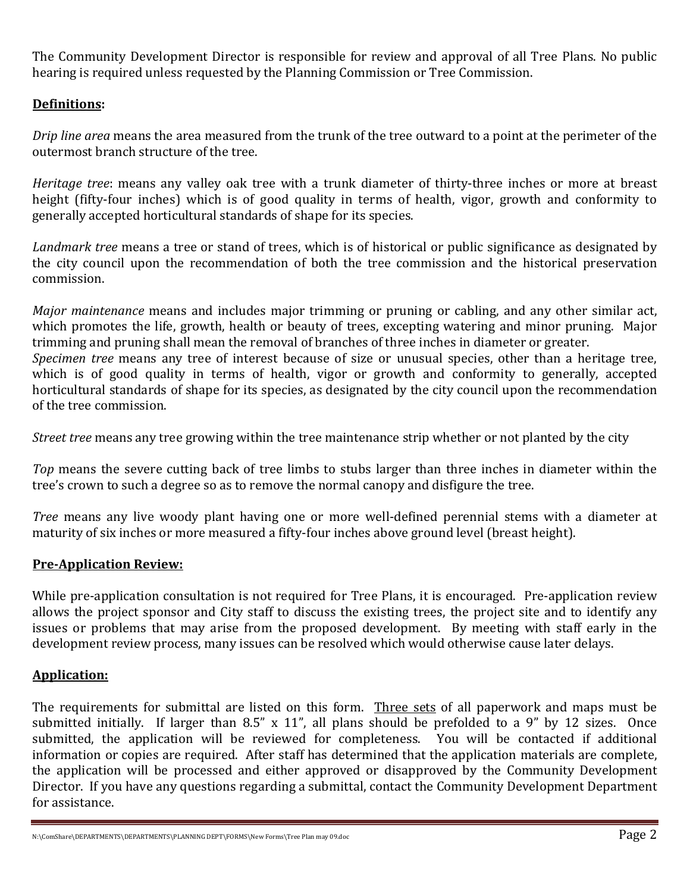The Community Development Director is responsible for review and approval of all Tree Plans. No public hearing is required unless requested by the Planning Commission or Tree Commission.

**Definitions:**

*Drip line area* means the area measured from the trunk of the tree outward to a point at the perimeter of the outermost branch structure of the tree.

*Heritage tree*: means any valley oak tree with a trunk diameter of thirty-three inches or more at breast height (fifty-four inches) which is of good quality in terms of health, vigor, growth and conformity to generally accepted horticultural standards of shape for its species.

*Landmark tree* means a tree or stand of trees, which is of historical or public significance as designated by the city council upon the recommendation of both the tree commission and the historical preservation commission.

*Major maintenance* means and includes major trimming or pruning or cabling, and any other similar act, which promotes the life, growth, health or beauty of trees, excepting watering and minor pruning. Major trimming and pruning shall mean the removal of branches of three inches in diameter or greater.

*Specimen tree* means any tree of interest because of size or unusual species, other than a heritage tree, which is of good quality in terms of health, vigor or growth and conformity to generally, accepted horticultural standards of shape for its species, as designated by the city council upon the recommendation of the tree commission.

*Street tree* means any tree growing within the tree maintenance strip whether or not planted by the city

*Top* means the severe cutting back of tree limbs to stubs larger than three inches in diameter within the tree's crown to such a degree so as to remove the normal canopy and disfigure the tree.

*Tree* means any live woody plant having one or more well-defined perennial stems with a diameter at maturity of six inches or more measured a fifty-four inches above ground level (breast height).

**Pre-Application Review:**

While pre-application consultation is not required for Tree Plans, it is encouraged. Pre-application review allows the project sponsor and City staff to discuss the existing trees, the project site and to identify any issues or problems that may arise from the proposed development. By meeting with staff early in the development review process, many issues can be resolved which would otherwise cause later delays.

**Application:**

The requirements for submittal are listed on this form. Three sets of all paperwork and maps must be submitted initially. If larger than 8.5" x 11", all plans should be prefolded to a 9" by 12 sizes. Once submitted, the application will be reviewed for completeness. You will be contacted if additional information or copies are required. After staff has determined that the application materials are complete, the application will be processed and either approved or disapproved by the Community Development Director. If you have any questions regarding a submittal, contact the Community Development Department for assistance.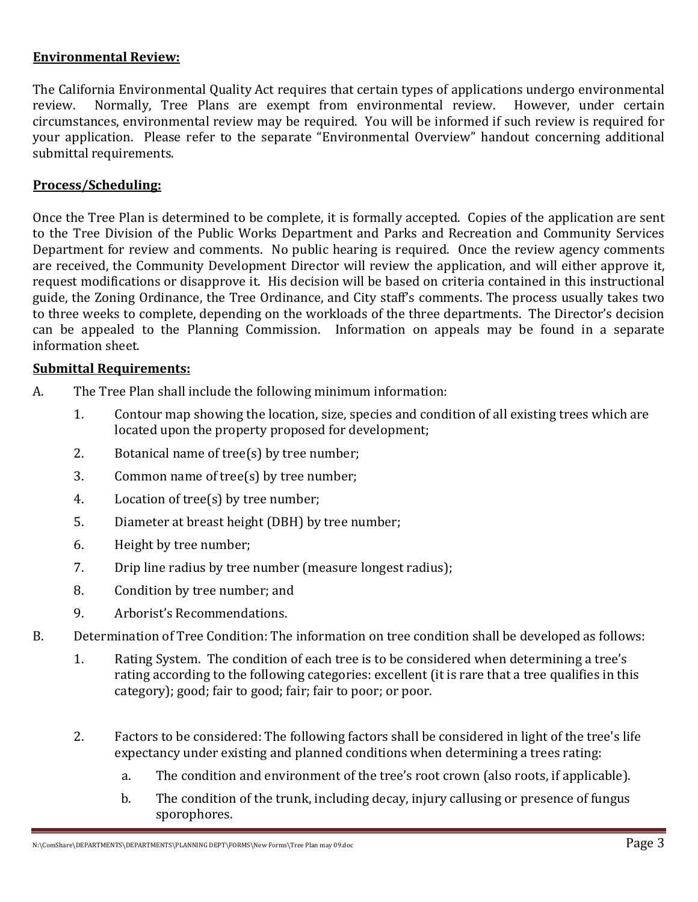**Environmental Review:**

The California Environmental Quality Act requires that certain types of applications undergo environmental review. Normally, Tree Plans are exempt from environmental review. However, under certain circumstances, environmental review may be required. You will be informed if such review is required for your application. Please refer to the separate "Environmental Overview" handout concerning additional submittal requirements.

**Process/Scheduling:**

Once the Tree Plan is determined to be complete, it is formally accepted. Copies of the application are sent to the Tree Division of the Public Works Department and Parks and Recreation and Community Services Department for review and comments. No public hearing is required. Once the review agency comments are received, the Community Development Director will review the application, and will either approve it, request modifications or disapprove it. His decision will be based on criteria contained in this instructional guide, the Zoning Ordinance, the Tree Ordinance, and City staff's comments. The process usually takes two to three weeks to complete, depending on the workloads of the three departments. The Director's decision can be appealed to the Planning Commission. Information on appeals may be found in a separate information sheet.

**Submittal Requirements:**

A. The Tree Plan shall include the following minimum information:

   1. Contour map showing the location, size, species and condition of all existing trees which are located upon the property proposed for development;
   2. Botanical name of tree(s) by tree number;
   3. Common name of tree(s) by tree number;
   4. Location of tree(s) by tree number;
   5. Diameter at breast height (DBH) by tree number;
   6. Height by tree number;
   7. Drip line radius by tree number (measure longest radius);
   8. Condition by tree number; and
   9. Arborist's Recommendations.

B. Determination of Tree Condition: The information on tree condition shall be developed as follows:

   1. Rating System. The condition of each tree is to be considered when determining a tree's rating according to the following categories: excellent (it is rare that a tree qualifies in this category); good; fair to good; fair; fair to poor; or poor.

   2. Factors to be considered: The following factors shall be considered in light of the tree's life expectancy under existing and planned conditions when determining a trees rating:

      a. The condition and environment of the tree's root crown (also roots, if applicable).

      b. The condition of the trunk, including decay, injury callusing or presence of fungus sporophores.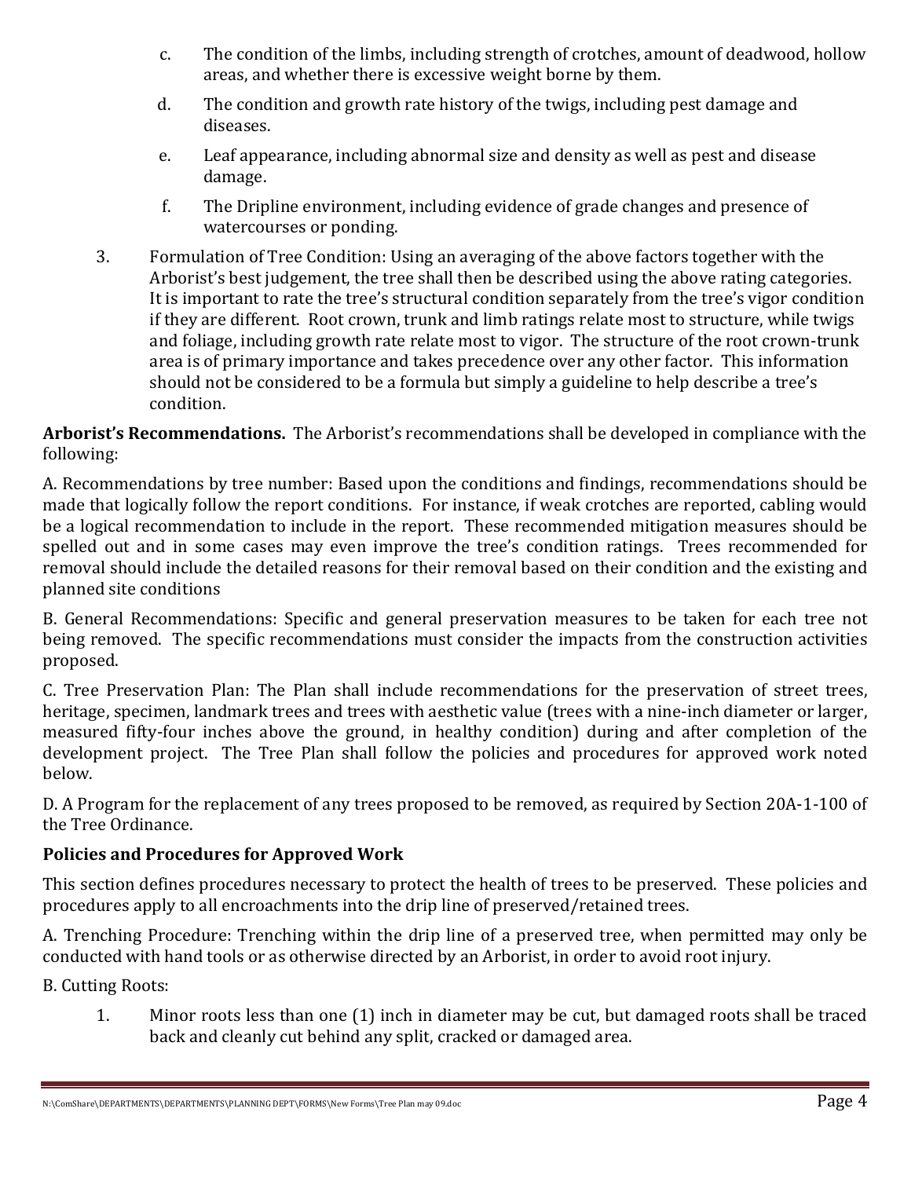c. The condition of the limbs, including strength of crotches, amount of deadwood, hollow areas, and whether there is excessive weight borne by them.

   d. The condition and growth rate history of the twigs, including pest damage and diseases.

   e. Leaf appearance, including abnormal size and density as well as pest and disease damage.

   f. The Dripline environment, including evidence of grade changes and presence of watercourses or ponding.

3. Formulation of Tree Condition: Using an averaging of the above factors together with the Arborist's best judgement, the tree shall then be described using the above rating categories. It is important to rate the tree's structural condition separately from the tree's vigor condition if they are different. Root crown, trunk and limb ratings relate most to structure, while twigs and foliage, including growth rate relate most to vigor. The structure of the root crown-trunk area is of primary importance and takes precedence over any other factor. This information should not be considered to be a formula but simply a guideline to help describe a tree's condition.

**Arborist's Recommendations.** The Arborist's recommendations shall be developed in compliance with the following:

A. Recommendations by tree number: Based upon the conditions and findings, recommendations should be made that logically follow the report conditions. For instance, if weak crotches are reported, cabling would be a logical recommendation to include in the report. These recommended mitigation measures should be spelled out and in some cases may even improve the tree's condition ratings. Trees recommended for removal should include the detailed reasons for their removal based on their condition and the existing and planned site conditions

B. General Recommendations: Specific and general preservation measures to be taken for each tree not being removed. The specific recommendations must consider the impacts from the construction activities proposed.

C. Tree Preservation Plan: The Plan shall include recommendations for the preservation of street trees, heritage, specimen, landmark trees and trees with aesthetic value (trees with a nine-inch diameter or larger, measured fifty-four inches above the ground, in healthy condition) during and after completion of the development project. The Tree Plan shall follow the policies and procedures for approved work noted below.

D. A Program for the replacement of any trees proposed to be removed, as required by Section 20A-1-100 of the Tree Ordinance.

## Policies and Procedures for Approved Work

This section defines procedures necessary to protect the health of trees to be preserved. These policies and procedures apply to all encroachments into the drip line of preserved/retained trees.

A. Trenching Procedure: Trenching within the drip line of a preserved tree, when permitted may only be conducted with hand tools or as otherwise directed by an Arborist, in order to avoid root injury.

B. Cutting Roots:

1. Minor roots less than one (1) inch in diameter may be cut, but damaged roots shall be traced back and cleanly cut behind any split, cracked or damaged area.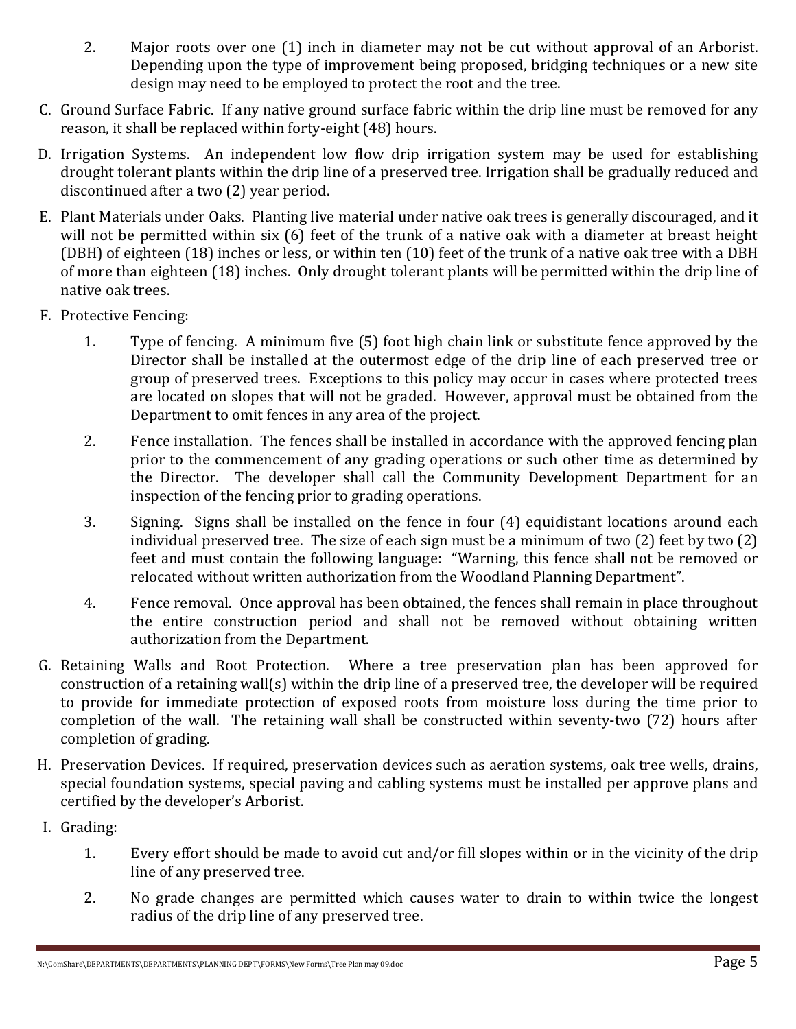2. Major roots over one (1) inch in diameter may not be cut without approval of an Arborist. Depending upon the type of improvement being proposed, bridging techniques or a new site design may need to be employed to protect the root and the tree.

C. Ground Surface Fabric. If any native ground surface fabric within the drip line must be removed for any reason, it shall be replaced within forty-eight (48) hours.

D. Irrigation Systems. An independent low flow drip irrigation system may be used for establishing drought tolerant plants within the drip line of a preserved tree. Irrigation shall be gradually reduced and discontinued after a two (2) year period.

E. Plant Materials under Oaks. Planting live material under native oak trees is generally discouraged, and it will not be permitted within six (6) feet of the trunk of a native oak with a diameter at breast height (DBH) of eighteen (18) inches or less, or within ten (10) feet of the trunk of a native oak tree with a DBH of more than eighteen (18) inches. Only drought tolerant plants will be permitted within the drip line of native oak trees.

F. Protective Fencing:

1. Type of fencing. A minimum five (5) foot high chain link or substitute fence approved by the Director shall be installed at the outermost edge of the drip line of each preserved tree or group of preserved trees. Exceptions to this policy may occur in cases where protected trees are located on slopes that will not be graded. However, approval must be obtained from the Department to omit fences in any area of the project.

2. Fence installation. The fences shall be installed in accordance with the approved fencing plan prior to the commencement of any grading operations or such other time as determined by the Director. The developer shall call the Community Development Department for an inspection of the fencing prior to grading operations.

3. Signing. Signs shall be installed on the fence in four (4) equidistant locations around each individual preserved tree. The size of each sign must be a minimum of two (2) feet by two (2) feet and must contain the following language: "Warning, this fence shall not be removed or relocated without written authorization from the Woodland Planning Department".

4. Fence removal. Once approval has been obtained, the fences shall remain in place throughout the entire construction period and shall not be removed without obtaining written authorization from the Department.

G. Retaining Walls and Root Protection. Where a tree preservation plan has been approved for construction of a retaining wall(s) within the drip line of a preserved tree, the developer will be required to provide for immediate protection of exposed roots from moisture loss during the time prior to completion of the wall. The retaining wall shall be constructed within seventy-two (72) hours after completion of grading.

H. Preservation Devices. If required, preservation devices such as aeration systems, oak tree wells, drains, special foundation systems, special paving and cabling systems must be installed per approve plans and certified by the developer's Arborist.

I. Grading:

1. Every effort should be made to avoid cut and/or fill slopes within or in the vicinity of the drip line of any preserved tree.

2. No grade changes are permitted which causes water to drain to within twice the longest radius of the drip line of any preserved tree.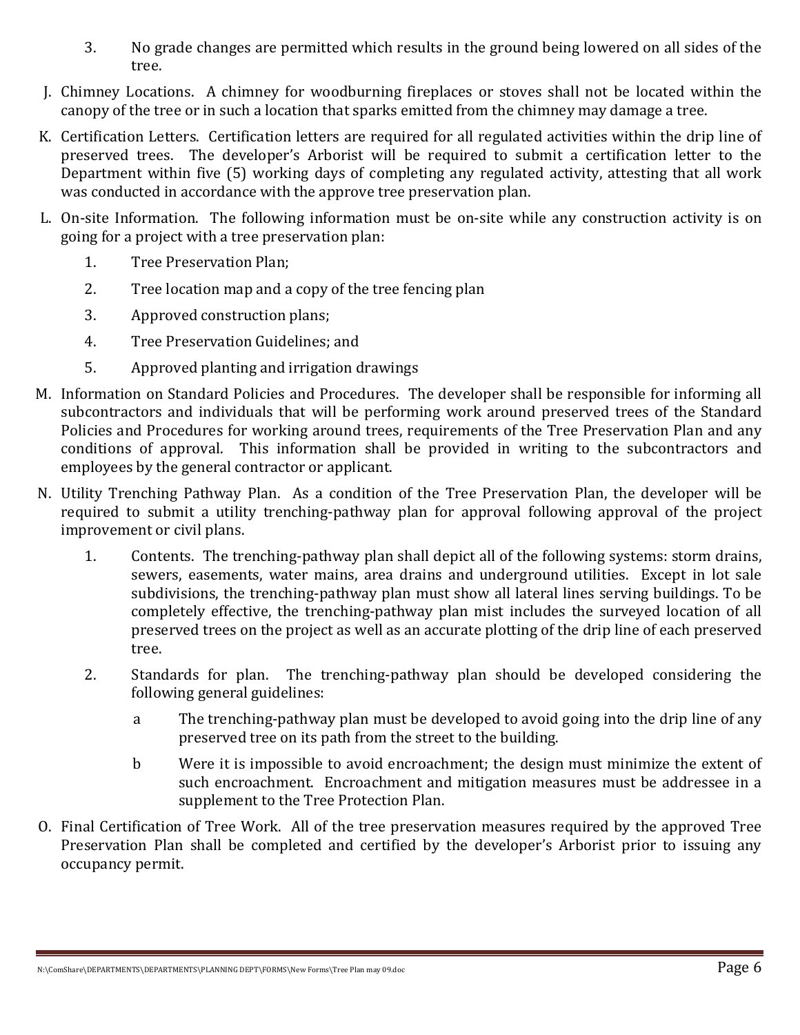3. No grade changes are permitted which results in the ground being lowered on all sides of the tree.

J. Chimney Locations. A chimney for woodburning fireplaces or stoves shall not be located within the canopy of the tree or in such a location that sparks emitted from the chimney may damage a tree.

K. Certification Letters. Certification letters are required for all regulated activities within the drip line of preserved trees. The developer's Arborist will be required to submit a certification letter to the Department within five (5) working days of completing any regulated activity, attesting that all work was conducted in accordance with the approve tree preservation plan.

L. On-site Information. The following information must be on-site while any construction activity is on going for a project with a tree preservation plan:

   1. Tree Preservation Plan;
   2. Tree location map and a copy of the tree fencing plan
   3. Approved construction plans;
   4. Tree Preservation Guidelines; and
   5. Approved planting and irrigation drawings

M. Information on Standard Policies and Procedures. The developer shall be responsible for informing all subcontractors and individuals that will be performing work around preserved trees of the Standard Policies and Procedures for working around trees, requirements of the Tree Preservation Plan and any conditions of approval. This information shall be provided in writing to the subcontractors and employees by the general contractor or applicant.

N. Utility Trenching Pathway Plan. As a condition of the Tree Preservation Plan, the developer will be required to submit a utility trenching-pathway plan for approval following approval of the project improvement or civil plans.

   1. Contents. The trenching-pathway plan shall depict all of the following systems: storm drains, sewers, easements, water mains, area drains and underground utilities. Except in lot sale subdivisions, the trenching-pathway plan must show all lateral lines serving buildings. To be completely effective, the trenching-pathway plan mist includes the surveyed location of all preserved trees on the project as well as an accurate plotting of the drip line of each preserved tree.

   2. Standards for plan. The trenching-pathway plan should be developed considering the following general guidelines:

      a The trenching-pathway plan must be developed to avoid going into the drip line of any preserved tree on its path from the street to the building.

      b Were it is impossible to avoid encroachment; the design must minimize the extent of such encroachment. Encroachment and mitigation measures must be addressee in a supplement to the Tree Protection Plan.

O. Final Certification of Tree Work. All of the tree preservation measures required by the approved Tree Preservation Plan shall be completed and certified by the developer's Arborist prior to issuing any occupancy permit.